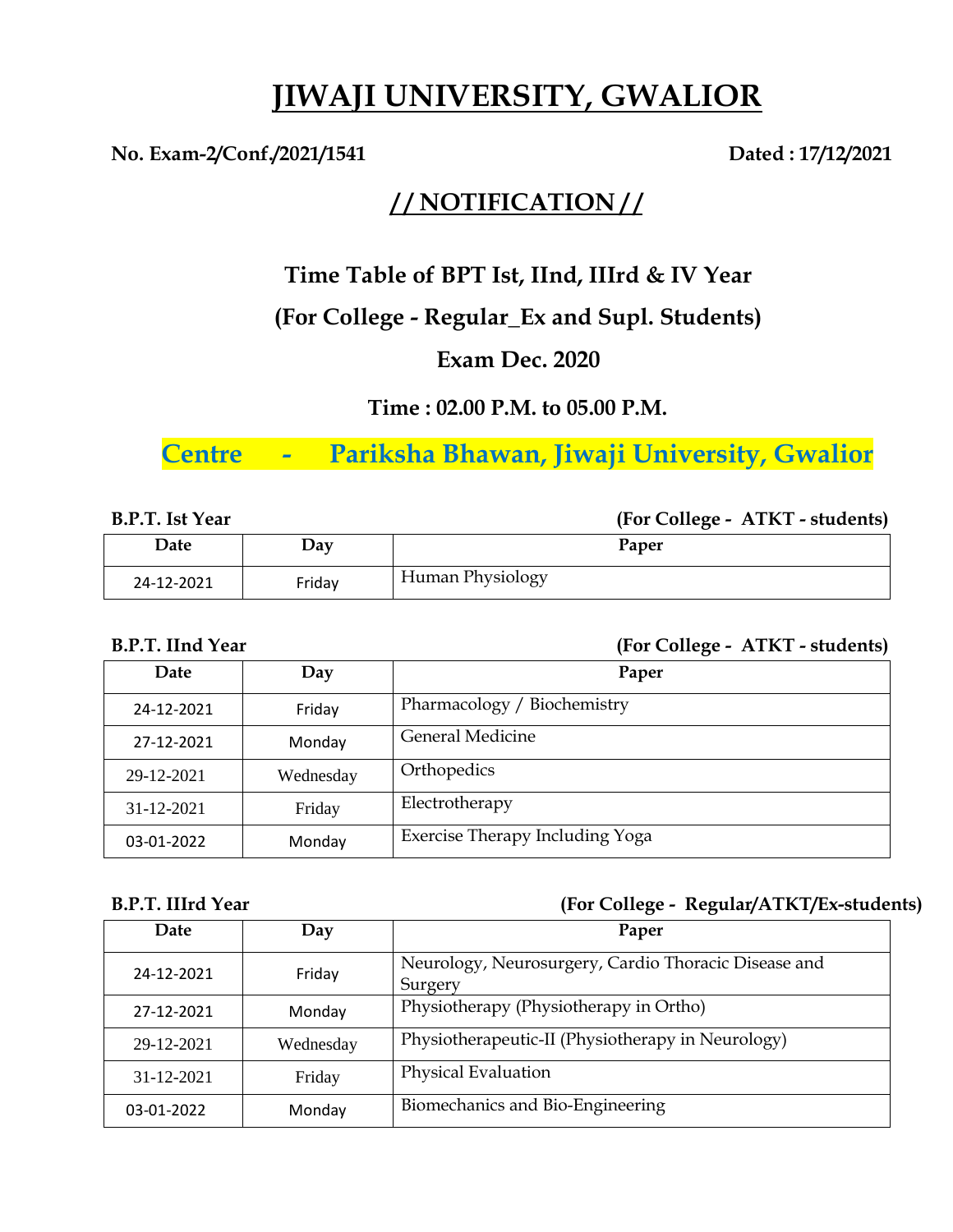# JIWAJI UNIVERSITY, GWALIOR

**No. Exam-2/Conf./2021/1541** **Dated : 17/12/2021**

## // NOTIFICATION //

### Time Table of BPT Ist, IInd, IIIrd & IV Year

### (For College - Regular_Ex and Supl. Students)

### Exam Dec. 2020

**Time : 02.00 P.M. to 05.00 P.M.**

**Centre - Pariksha Bhawan, Jiwaji University, Gwalior**

**B.P.T. Ist Year** **(For College - ATKT - students)**

| Date | Day | Paper |
|---|---|---|
| 24-12-2021 | Friday | Human Physiology |

**B.P.T. IInd Year** **(For College - ATKT - students)**

| Date | Day | Paper |
|---|---|---|
| 24-12-2021 | Friday | Pharmacology / Biochemistry |
| 27-12-2021 | Monday | General Medicine |
| 29-12-2021 | Wednesday | Orthopedics |
| 31-12-2021 | Friday | Electrotherapy |
| 03-01-2022 | Monday | Exercise Therapy Including Yoga |

**B.P.T. IIIrd Year** **(For College - Regular/ATKT/Ex-students)**

| Date | Day | Paper |
|---|---|---|
| 24-12-2021 | Friday | Neurology, Neurosurgery, Cardio Thoracic Disease and Surgery |
| 27-12-2021 | Monday | Physiotherapy (Physiotherapy in Ortho) |
| 29-12-2021 | Wednesday | Physiotherapeutic-II (Physiotherapy in Neurology) |
| 31-12-2021 | Friday | Physical Evaluation |
| 03-01-2022 | Monday | Biomechanics and Bio-Engineering |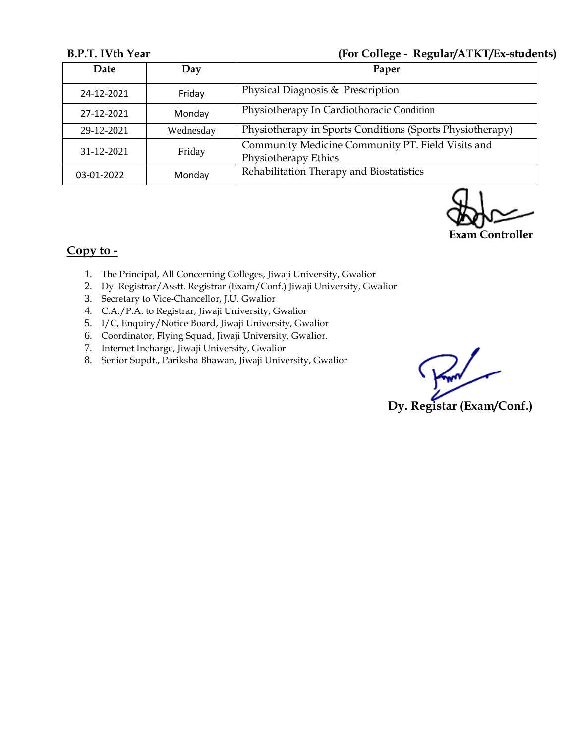**B.P.T. IVth Year** **(For College - Regular/ATKT/Ex-students)**

| Date | Day | Paper |
|---|---|---|
| 24-12-2021 | Friday | Physical Diagnosis & Prescription |
| 27-12-2021 | Monday | Physiotherapy In Cardiothoracic Condition |
| 29-12-2021 | Wednesday | Physiotherapy in Sports Conditions (Sports Physiotherapy) |
| 31-12-2021 | Friday | Community Medicine Community PT. Field Visits and Physiotherapy Ethics |
| 03-01-2022 | Monday | Rehabilitation Therapy and Biostatistics |

**Exam Controller**

## Copy to -

1. The Principal, All Concerning Colleges, Jiwaji University, Gwalior
2. Dy. Registrar/Asstt. Registrar (Exam/Conf.) Jiwaji University, Gwalior
3. Secretary to Vice-Chancellor, J.U. Gwalior
4. C.A./P.A. to Registrar, Jiwaji University, Gwalior
5. I/C, Enquiry/Notice Board, Jiwaji University, Gwalior
6. Coordinator, Flying Squad, Jiwaji University, Gwalior.
7. Internet Incharge, Jiwaji University, Gwalior
8. Senior Supdt., Pariksha Bhawan, Jiwaji University, Gwalior

**Dy. Registar (Exam/Conf.)**